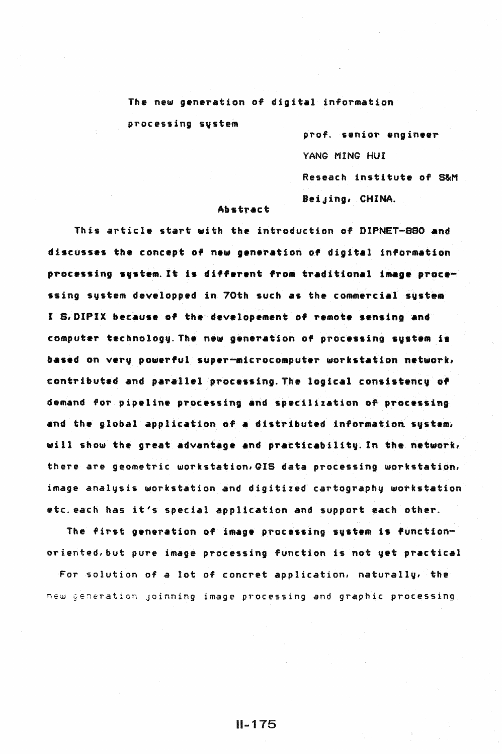# The new generation of digital information processing system

prof. senior engineer

YANG MING HUI

Reseach institute of S&M

Beijing, CHINA.

## Abstract

**This article start with the introduction of DIPNET-880 and discusses the concept of new generation of digital information processing system. It is different from traditional image processing system developped in 70th such as the commercial system I S, DIPIX because of the developement of remote sensing and computer technology. The new generation of processing system is based on very powerful super-microcomputer workstation network, contributed and parallel processing. The logical consistency of demand for pipeline processing and specilization of processing and the global application of a distributed information system, will show the great advantage and practicability. In the network, there are geometric workstation, GIS data processing workstation, image analysis workstation and digitized cartography workstation etc. each has it's special application and support each other.**

The first generation of image processing system is function-oriented, but pure image processing function is not yet practical For solution of a lot of concret application, naturally, the new generation joinning image processing and graphic processing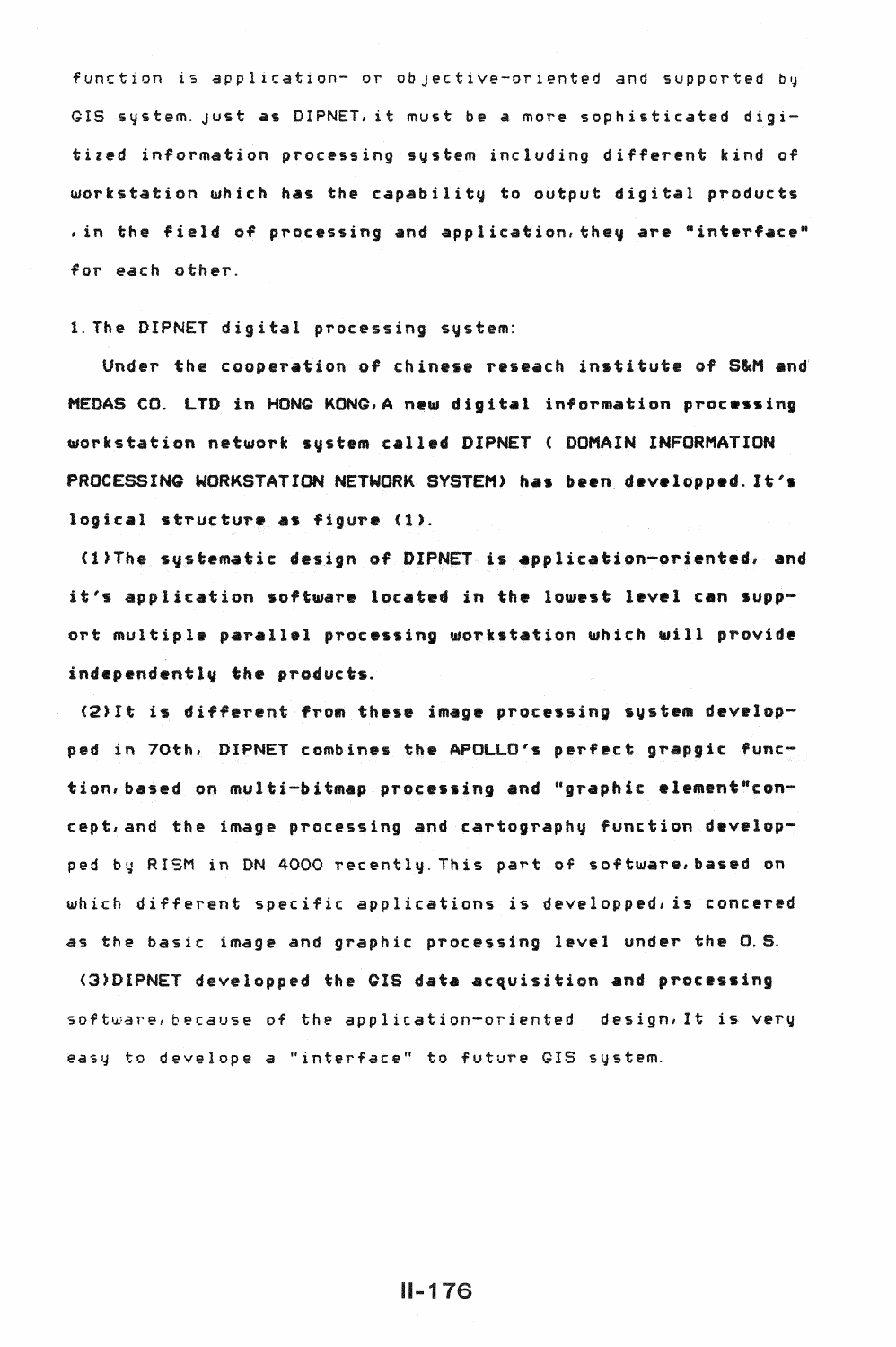function is application- or objective-oriented and supported by GIS system. just as DIPNET, it must be a more sophisticated digitized information processing system including different kind of workstation which has the capability to output digital products , in the field of processing and application, they are "interface" for each other.

1. The DIPNET digital processing system:

**Under the cooperation of chinese reseach institute of S&M and MEDAS CO. LTD in HONG KONG, A new digital information processing workstation network system called DIPNET ( DOMAIN INFORMATION PROCESSING WORKSTATION NETWORK SYSTEM) has been developped. It's logical structure as figure (1).**

**(1)The systematic design of DIPNET is application-oriented, and it's application software located in the lowest level can support multiple parallel processing workstation which will provide independently the products.**

**(2)It is different from these image processing system developped in 70th, DIPNET combines the APOLLO's perfect grapgic function, based on multi-bitmap processing and "graphic element"concept, and the image processing and cartography function develop**ped by RISM in DN 4000 recently. This part of software, based on which different specific applications is developped, is concered as the basic image and graphic processing level under the O.S.

**(3)DIPNET developped the GIS data acquisition and processing** software, because of the application-oriented design, It is very easy to develope a "interface" to future GIS system.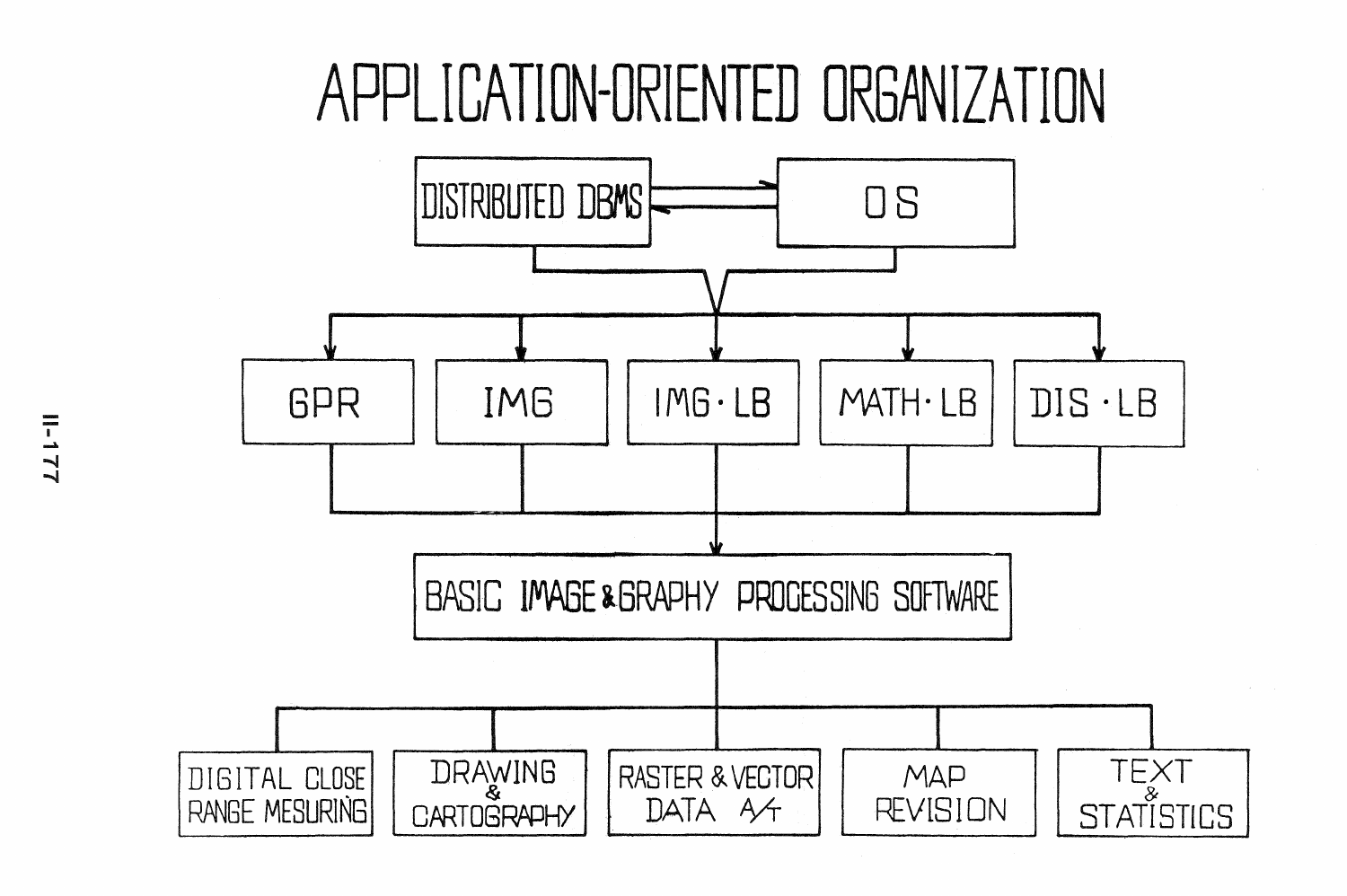# APPLICATION-ORIENTED ORGANIZATION

DISTRIBUTED DBMS ⇄ OS

- GPR
- IMG
- IMG · LB
- MATH · LB
- DIS · LB

BASIC IMAGE & GRAPHY PROCESSING SOFTWARE

- DIGITAL CLOSE RANGE MESURING
- DRAWING & CARTOGRAPHY
- RASTER & VECTOR DATA A/T
- MAP REVISION
- TEXT & STATISTICS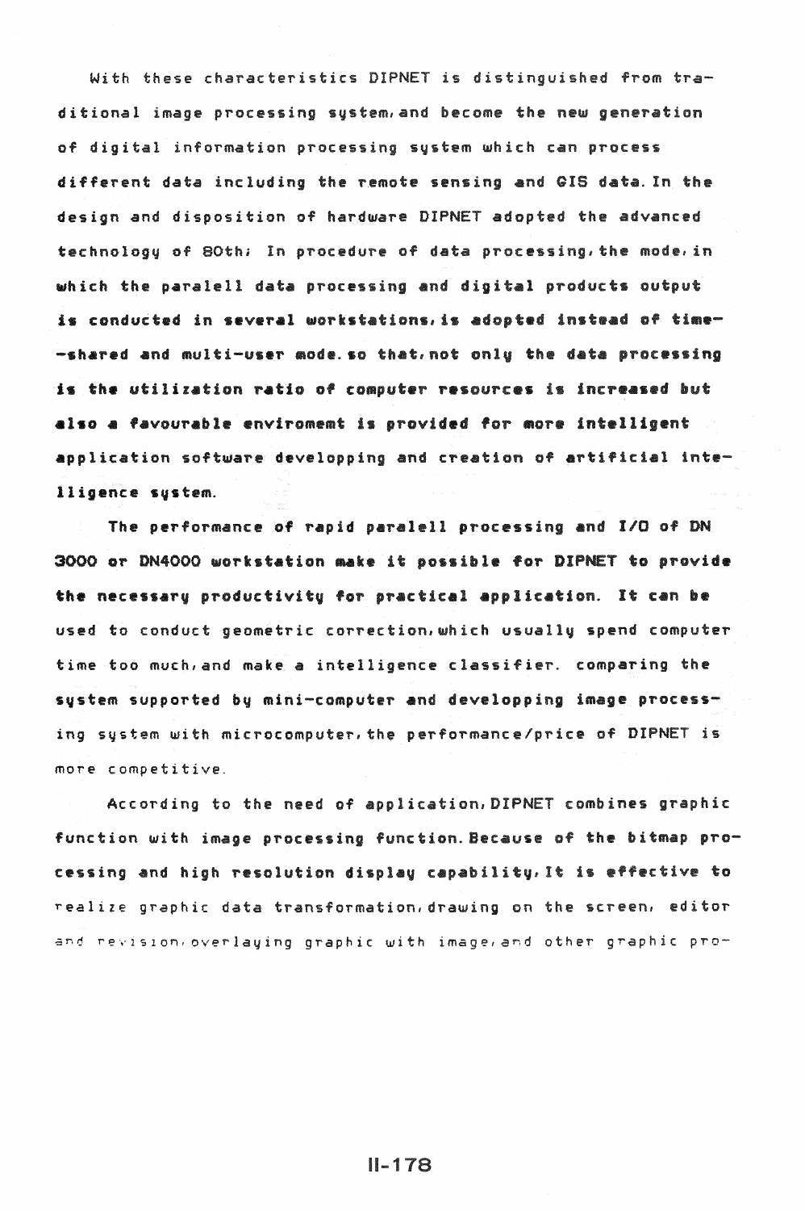With these characteristics DIPNET is distinguished from traditional image processing system,and become the new generation of digital information processing system which can process different data including the remote sensing and GIS data. In the design and disposition of hardware DIPNET adopted the advanced technology of 80th; In procedure of data processing,the mode,in which the paralell data processing and digital products output is conducted in several workstations,is adopted instead of time--shared and multi-user mode. so that,not only the data processing is the utilization ratio of computer resources is increased but also a favourable enviromemt is provided for more intelligent application software developping and creation of artificial intelligence system.

The performance of rapid paralell processing and I/O of DN 3000 or DN4000 workstation make it possible for DIPNET to provide the necessary productivity for practical application. It can be used to conduct geometric correction,which usually spend computer time too much,and make a intelligence classifier. comparing the system supported by mini-computer and developping image processing system with microcomputer,the performance/price of DIPNET is more competitive.

According to the need of application,DIPNET combines graphic function with image processing function. Because of the bitmap processing and high resolution display capability,It is effective to realize graphic data transformation,drawing on the screen, editor and revision,overlaying graphic with image,and other graphic pro-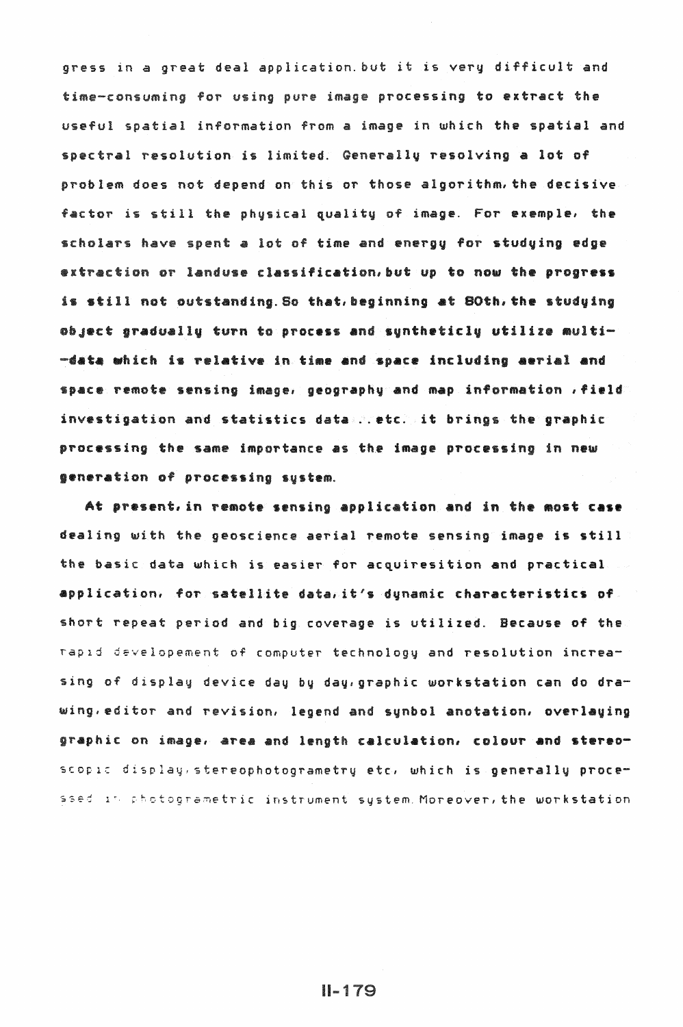gress in a great deal application. but it is very difficult and time-consuming for using pure image processing to extract the useful spatial information from a image in which the spatial and spectral resolution is limited. Generally resolving a lot of problem does not depend on this or those algorithm, the decisive factor is still the physical quality of image. For exemple, the scholars have spent a lot of time and energy for studying edge extraction or landuse classification, but up to now the progress is still not outstanding. So that, beginning at 80th, the studying object gradually turn to process and syntheticly utilize multi--data which is relative in time and space including aerial and space remote sensing image, geography and map information , field investigation and statistics data ..etc. it brings the graphic processing the same importance as the image processing in new generation of processing system.

At present, in remote sensing application and in the most case dealing with the geoscience aerial remote sensing image is still the basic data which is easier for acquiresition and practical application, for satellite data, it's dynamic characteristics of short repeat period and big coverage is utilized. Because of the rapid developement of computer technology and resolution increasing of display device day by day, graphic workstation can do drawing, editor and revision, legend and synbol anotation, overlaying graphic on image, area and length calculation, colour and stereoscopic display, stereophotogrametry etc, which is generally processed in photogrametric instrument system. Moreover, the workstation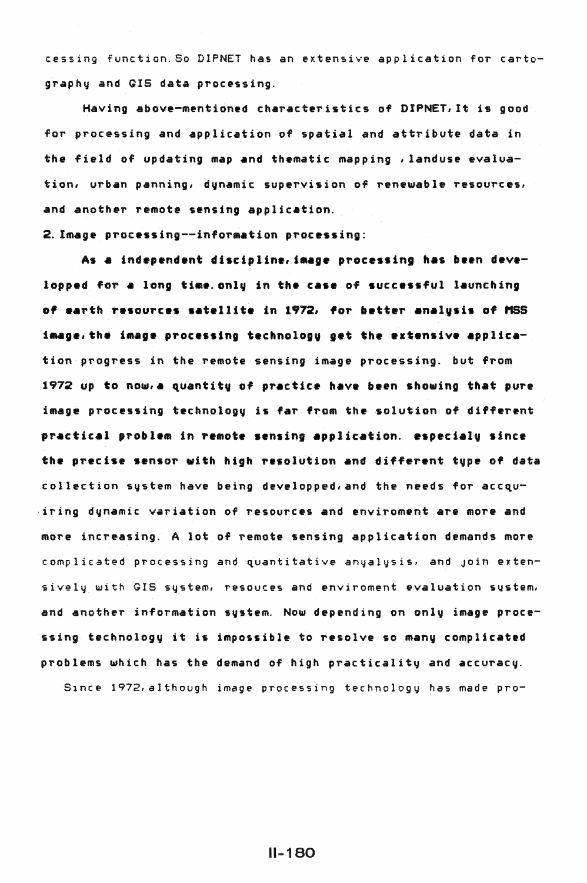cessing function. So DIPNET has an extensive application for cartography and GIS data processing.

Having above-mentioned characteristics of DIPNET, It is good for processing and application of spatial and attribute data in the field of updating map and thematic mapping , landuse evaluation, urban panning, dynamic supervision of renewable resources, and another remote sensing application.

**2. Image processing--information processing:**

As a independent discipline, image processing has been developped for a long time. only in the case of successful launching of earth resources satellite in 1972, for better analysis of MSS image, the image processing technology get the extensive application progress in the remote sensing image processing. but from 1972 up to now, a quantity of practice have been showing that pure image processing technology is far from the solution of different practical problem in remote sensing application. especialy since the precise sensor with high resolution and different type of data collection system have being developped, and the needs for accquiring dynamic variation of resources and enviroment are more and more increasing. A lot of remote sensing application demands more complicated processing and quantitative anyalysis, and join extensively with GIS system, resouces and enviroment evaluation system, and another information system. Now depending on only image processing technology it is impossible to resolve so many complicated problems which has the demand of high practicality and accuracy.

Since 1972, although image processing technology has made pro-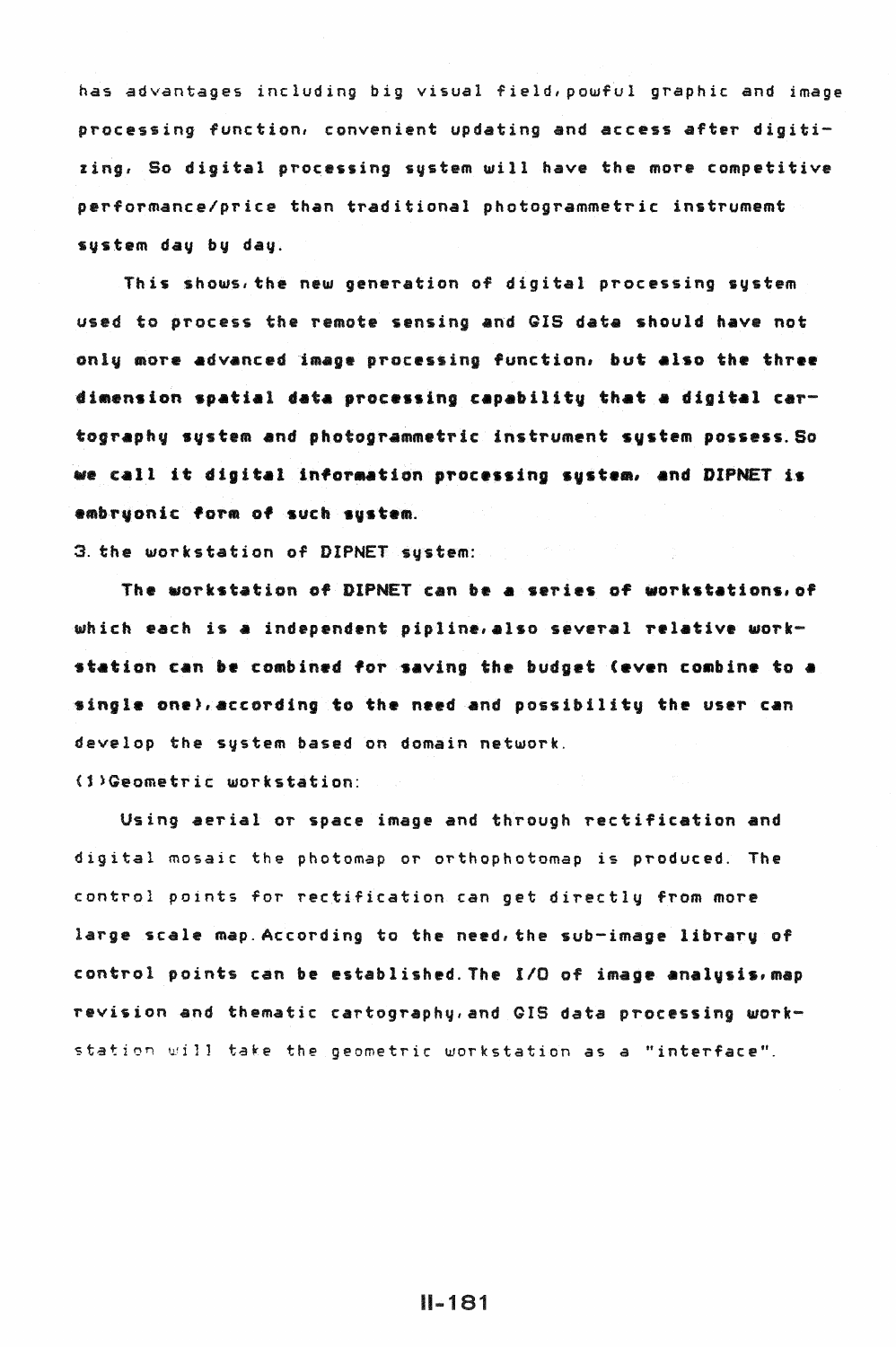has advantages including big visual field,powful graphic and image processing function, convenient updating and access after digitizing, So digital processing system will have the more competitive performance/price than traditional photogrammetric instrumemt system day by day.

This shows,the new generation of digital processing system used to process the remote sensing and GIS data should have not only more advanced image processing function, but also the three dimension spatial data processing capability that a digital cartography system and photogrammetric instrument system possess. So we call it digital information processing system, and DIPNET is embryonic form of such system.

3. the workstation of DIPNET system:

The workstation of DIPNET can be a series of workstations,of which each is a independent pipline,also several relative workstation can be combined for saving the budget (even combine to a single one),according to the need and possibility the user can develop the system based on domain network.

(1)Geometric workstation:

Using aerial or space image and through rectification and digital mosaic the photomap or orthophotomap is produced. The control points for rectification can get directly from more large scale map. According to the need,the sub-image library of control points can be established. The I/O of image analysis,map revision and thematic cartography,and GIS data processing workstation will take the geometric workstation as a "interface".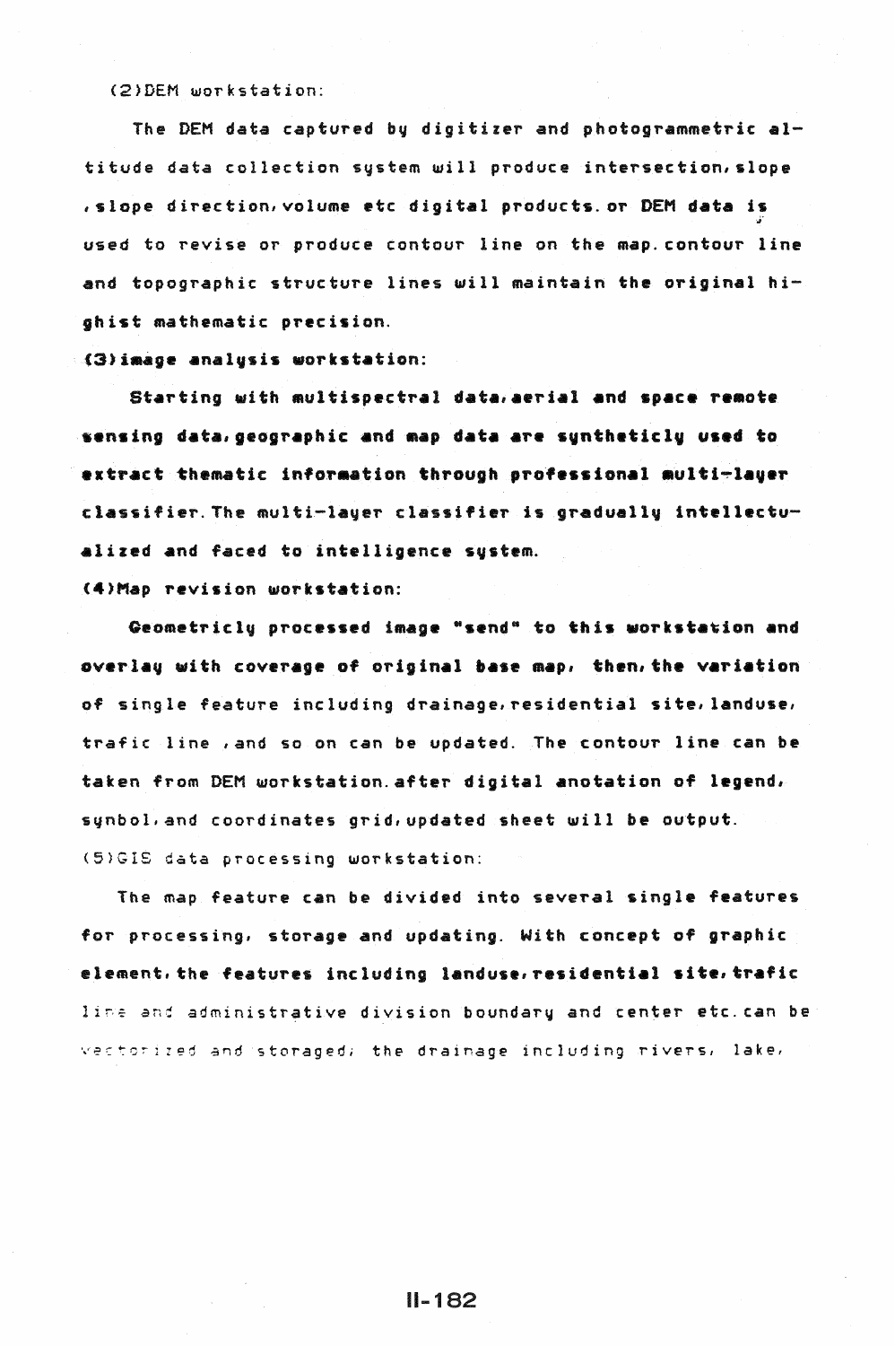(2)DEM workstation:

The DEM data captured by digitizer and photogrammetric altitude data collection system will produce intersection,slope ,slope direction,volume etc digital products.or DEM data is used to revise or produce contour line on the map.contour line and topographic structure lines will maintain the original highist mathematic precision.

(3)image analysis workstation:

Starting with multispectral data,aerial and space remote sensing data,geographic and map data are syntheticly used to extract thematic information through professional multi-layer classifier.The multi-layer classifier is gradually intellectualized and faced to intelligence system.

(4)Map revision workstation:

Geometricly processed image "send" to this workstation and overlay with coverage of original base map, then,the variation of single feature including drainage,residential site,landuse, trafic line ,and so on can be updated. The contour line can be taken from DEM workstation.after digital anotation of legend, synbol,and coordinates grid,updated sheet will be output.

(5)GIS data processing workstation:

The map feature can be divided into several single features for processing, storage and updating. With concept of graphic element,the features including landuse,residential site,trafic line and administrative division boundary and center etc.can be vectorized and storaged; the drainage including rivers, lake,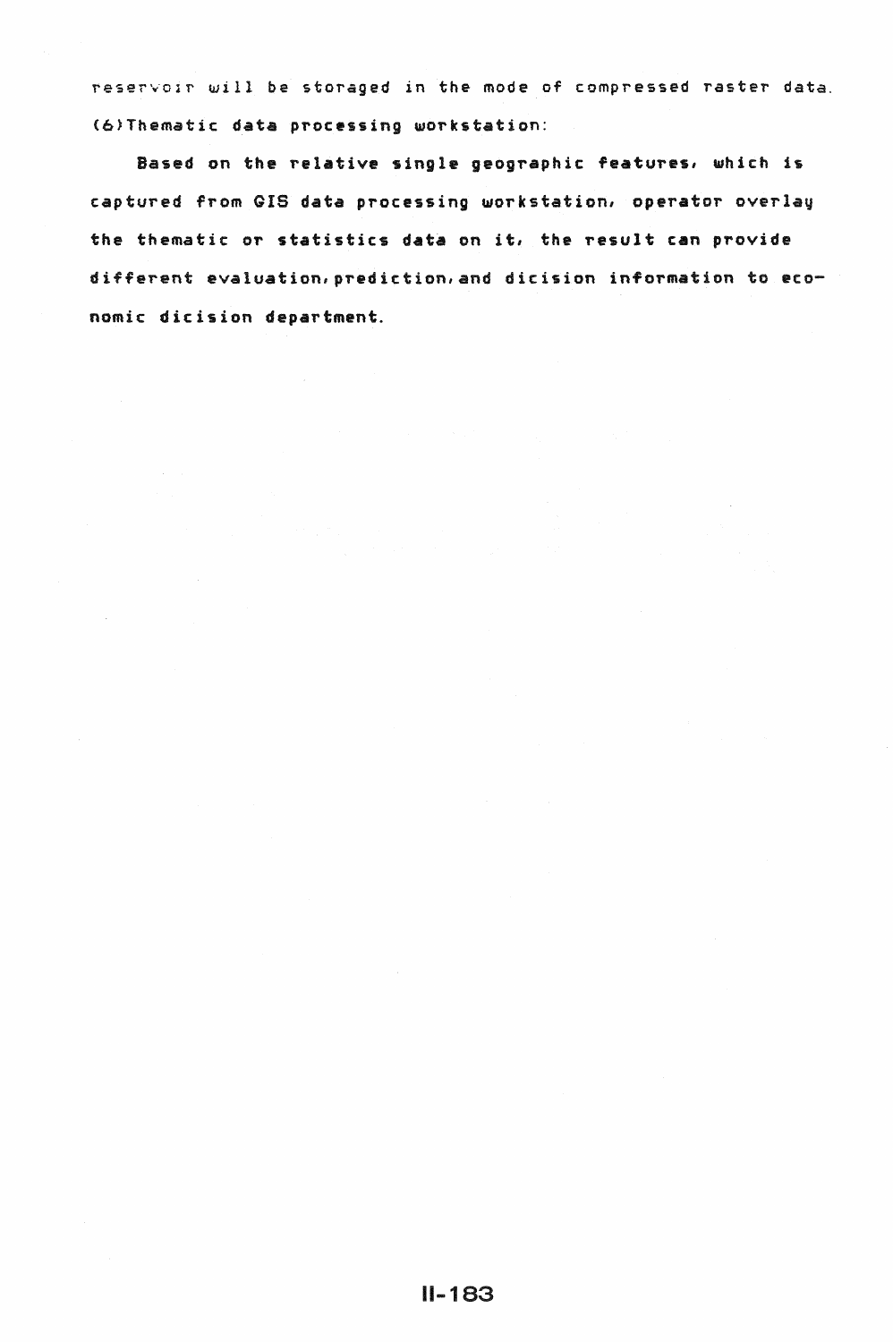reservoir will be storaged in the mode of compressed raster data.

(6)Thematic data processing workstation:

Based on the relative single geographic features, which is captured from GIS data processing workstation, operator overlay the thematic or statistics data on it, the result can provide different evaluation, prediction, and dicision information to economic dicision department.